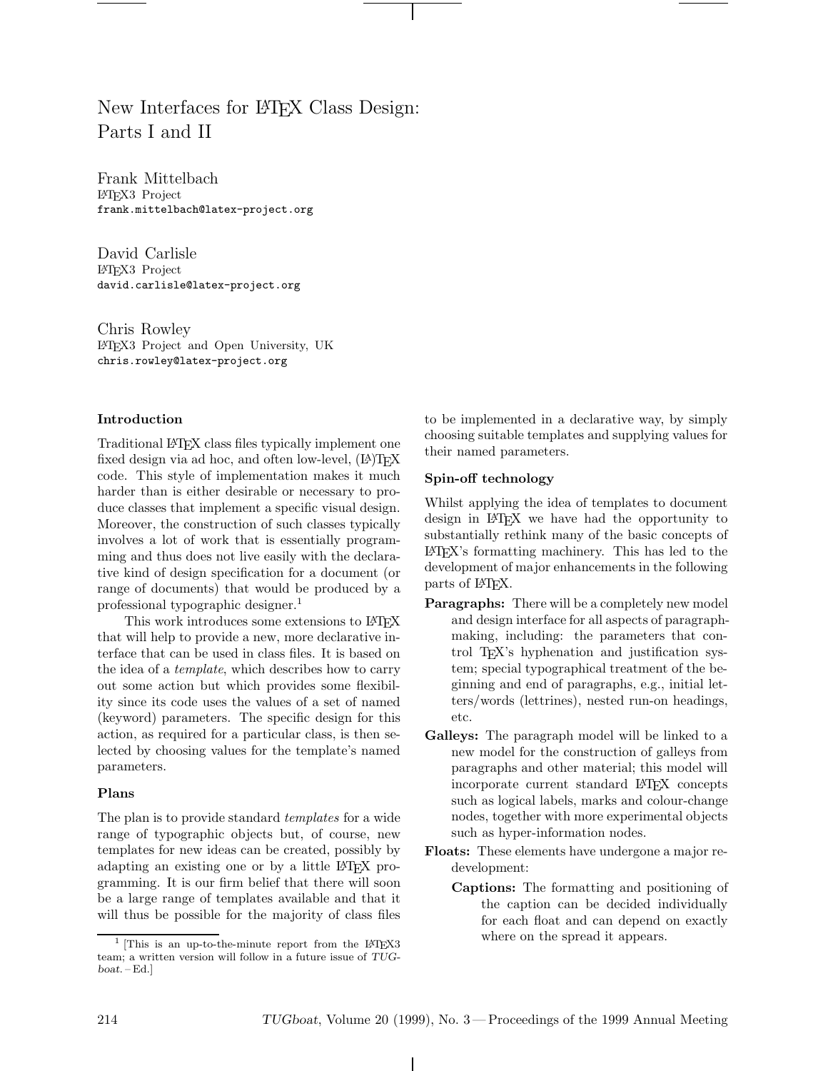# New Interfaces for LaTeX Class Design: Parts I and II

Frank Mittelbach
LaTeX3 Project
frank.mittelbach@latex-project.org

David Carlisle
LaTeX3 Project
david.carlisle@latex-project.org

Chris Rowley
LaTeX3 Project and Open University, UK
chris.rowley@latex-project.org

### Introduction

Traditional LaTeX class files typically implement one fixed design via ad hoc, and often low-level, (LA)TeX code. This style of implementation makes it much harder than is either desirable or necessary to produce classes that implement a specific visual design. Moreover, the construction of such classes typically involves a lot of work that is essentially programming and thus does not live easily with the declarative kind of design specification for a document (or range of documents) that would be produced by a professional typographic designer.[1]

This work introduces some extensions to LaTeX that will help to provide a new, more declarative interface that can be used in class files. It is based on the idea of a *template*, which describes how to carry out some action but which provides some flexibility since its code uses the values of a set of named (keyword) parameters. The specific design for this action, as required for a particular class, is then selected by choosing values for the template's named parameters.

### Plans

The plan is to provide standard *templates* for a wide range of typographic objects but, of course, new templates for new ideas can be created, possibly by adapting an existing one or by a little LaTeX programming. It is our firm belief that there will soon be a large range of templates available and that it will thus be possible for the majority of class files to be implemented in a declarative way, by simply choosing suitable templates and supplying values for their named parameters.

### Spin-off technology

Whilst applying the idea of templates to document design in LaTeX we have had the opportunity to substantially rethink many of the basic concepts of LaTeX's formatting machinery. This has led to the development of major enhancements in the following parts of LaTeX.

**Paragraphs:** There will be a completely new model and design interface for all aspects of paragraph-making, including: the parameters that control TeX's hyphenation and justification system; special typographical treatment of the beginning and end of paragraphs, e.g., initial letters/words (lettrines), nested run-on headings, etc.

**Galleys:** The paragraph model will be linked to a new model for the construction of galleys from paragraphs and other material; this model will incorporate current standard LaTeX concepts such as logical labels, marks and colour-change nodes, together with more experimental objects such as hyper-information nodes.

**Floats:** These elements have undergone a major redevelopment:

- **Captions:** The formatting and positioning of the caption can be decided individually for each float and can depend on exactly where on the spread it appears.

[1] [This is an up-to-the-minute report from the LaTeX3 team; a written version will follow in a future issue of *TUGboat*. – Ed.]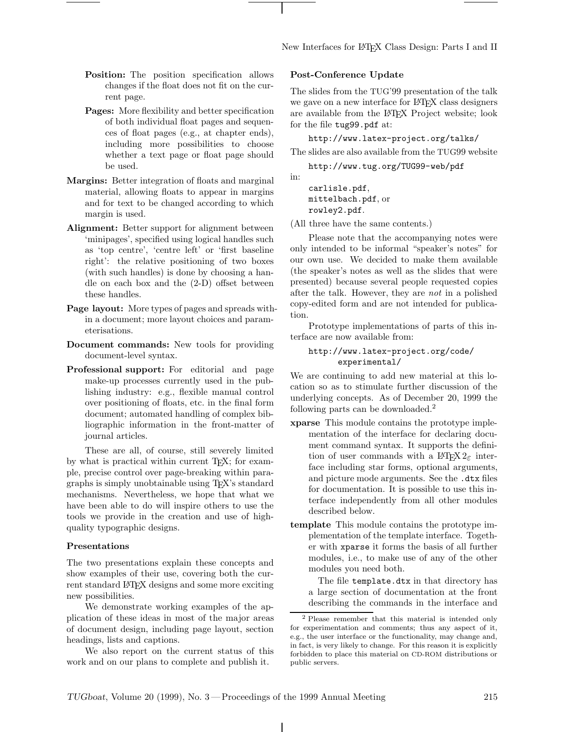- **Position:** The position specification allows changes if the float does not fit on the current page.
- **Pages:** More flexibility and better specification of both individual float pages and sequences of float pages (e.g., at chapter ends), including more possibilities to choose whether a text page or float page should be used.

**Margins:** Better integration of floats and marginal material, allowing floats to appear in margins and for text to be changed according to which margin is used.

**Alignment:** Better support for alignment between 'minipages', specified using logical handles such as 'top centre', 'centre left' or 'first baseline right': the relative positioning of two boxes (with such handles) is done by choosing a handle on each box and the (2-D) offset between these handles.

**Page layout:** More types of pages and spreads within a document; more layout choices and parameterisations.

**Document commands:** New tools for providing document-level syntax.

**Professional support:** For editorial and page make-up processes currently used in the publishing industry: e.g., flexible manual control over positioning of floats, etc. in the final form document; automated handling of complex bibliographic information in the front-matter of journal articles.

These are all, of course, still severely limited by what is practical within current TeX; for example, precise control over page-breaking within paragraphs is simply unobtainable using TeX's standard mechanisms. Nevertheless, we hope that what we have been able to do will inspire others to use the tools we provide in the creation and use of high-quality typographic designs.

### Presentations

The two presentations explain these concepts and show examples of their use, covering both the current standard LaTeX designs and some more exciting new possibilities.

We demonstrate working examples of the application of these ideas in most of the major areas of document design, including page layout, section headings, lists and captions.

We also report on the current status of this work and on our plans to complete and publish it.

### Post-Conference Update

The slides from the TUG'99 presentation of the talk we gave on a new interface for LaTeX class designers are available from the LaTeX Project website; look for the file `tug99.pdf` at:

`http://www.latex-project.org/talks/`

The slides are also available from the TUG99 website

`http://www.tug.org/TUG99-web/pdf`

in:

`carlisle.pdf`,
`mittelbach.pdf`, or
`rowley2.pdf`.

(All three have the same contents.)

Please note that the accompanying notes were only intended to be informal "speaker's notes" for our own use. We decided to make them available (the speaker's notes as well as the slides that were presented) because several people requested copies after the talk. However, they are *not* in a polished copy-edited form and are not intended for publication.

Prototype implementations of parts of this interface are now available from:

`http://www.latex-project.org/code/experimental/`

We are continuing to add new material at this location so as to stimulate further discussion of the underlying concepts. As of December 20, 1999 the following parts can be downloaded.[2]

**xparse** This module contains the prototype implementation of the interface for declaring document command syntax. It supports the definition of user commands with a LaTeX $2_\varepsilon$ interface including star forms, optional arguments, and picture mode arguments. See the `.dtx` files for documentation. It is possible to use this interface independently from all other modules described below.

**template** This module contains the prototype implementation of the template interface. Together with `xparse` it forms the basis of all further modules, i.e., to make use of any of the other modules you need both.

The file `template.dtx` in that directory has a large section of documentation at the front describing the commands in the interface and

[2] Please remember that this material is intended only for experimentation and comments; thus any aspect of it, e.g., the user interface or the functionality, may change and, in fact, is very likely to change. For this reason it is explicitly forbidden to place this material on CD-ROM distributions or public servers.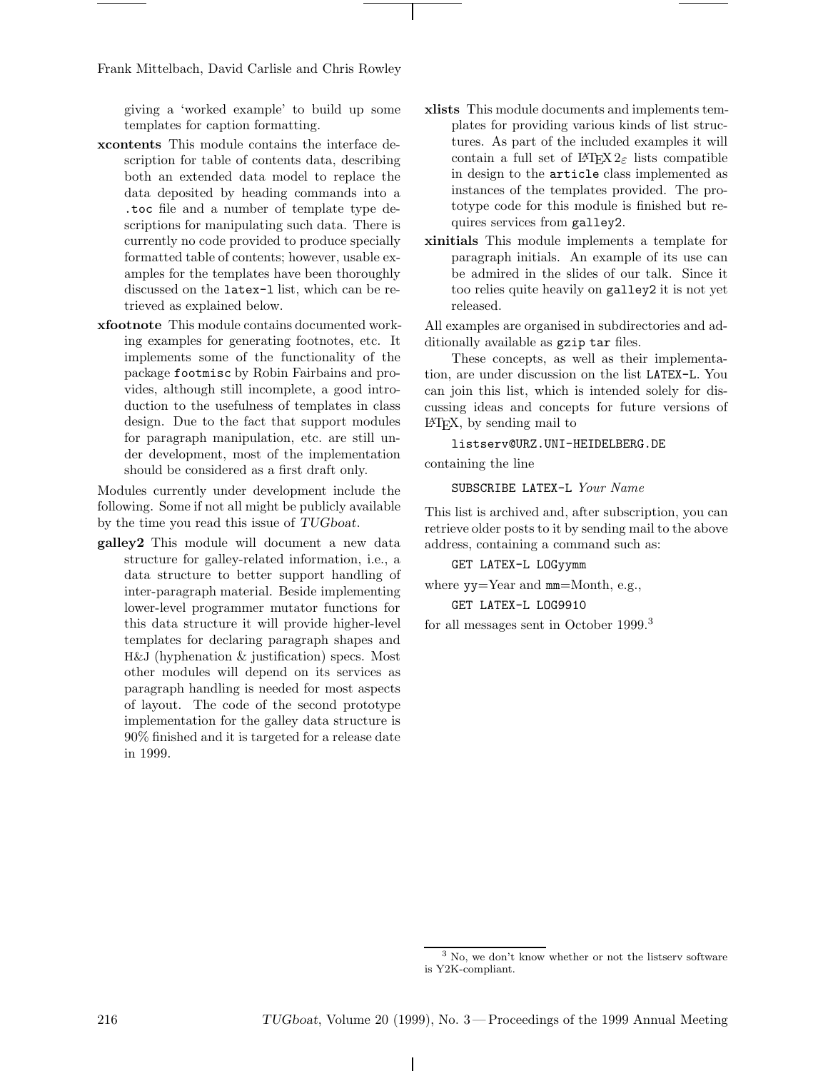giving a 'worked example' to build up some templates for caption formatting.

**xcontents** This module contains the interface description for table of contents data, describing both an extended data model to replace the data deposited by heading commands into a `.toc` file and a number of template type descriptions for manipulating such data. There is currently no code provided to produce specially formatted table of contents; however, usable examples for the templates have been thoroughly discussed on the `latex-l` list, which can be retrieved as explained below.

**xfootnote** This module contains documented working examples for generating footnotes, etc. It implements some of the functionality of the package `footmisc` by Robin Fairbains and provides, although still incomplete, a good introduction to the usefulness of templates in class design. Due to the fact that support modules for paragraph manipulation, etc. are still under development, most of the implementation should be considered as a first draft only.

Modules currently under development include the following. Some if not all might be publicly available by the time you read this issue of *TUGboat*.

**galley2** This module will document a new data structure for galley-related information, i.e., a data structure to better support handling of inter-paragraph material. Beside implementing lower-level programmer mutator functions for this data structure it will provide higher-level templates for declaring paragraph shapes and H&J (hyphenation & justification) specs. Most other modules will depend on its services as paragraph handling is needed for most aspects of layout. The code of the second prototype implementation for the galley data structure is 90% finished and it is targeted for a release date in 1999.

**xlists** This module documents and implements templates for providing various kinds of list structures. As part of the included examples it will contain a full set of LaTeX 2ε lists compatible in design to the `article` class implemented as instances of the templates provided. The prototype code for this module is finished but requires services from `galley2`.

**xinitials** This module implements a template for paragraph initials. An example of its use can be admired in the slides of our talk. Since it too relies quite heavily on `galley2` it is not yet released.

All examples are organised in subdirectories and additionally available as `gzip` `tar` files.

These concepts, as well as their implementation, are under discussion on the list `LATEX-L`. You can join this list, which is intended solely for discussing ideas and concepts for future versions of LaTeX, by sending mail to

`listserv@URZ.UNI-HEIDELBERG.DE`

containing the line

`SUBSCRIBE LATEX-L` *Your Name*

This list is archived and, after subscription, you can retrieve older posts to it by sending mail to the above address, containing a command such as:

`GET LATEX-L LOGyymm`

where `yy`=Year and `mm`=Month, e.g.,

`GET LATEX-L LOG9910`

for all messages sent in October 1999.[3]

[3] No, we don't know whether or not the listserv software is Y2K-compliant.